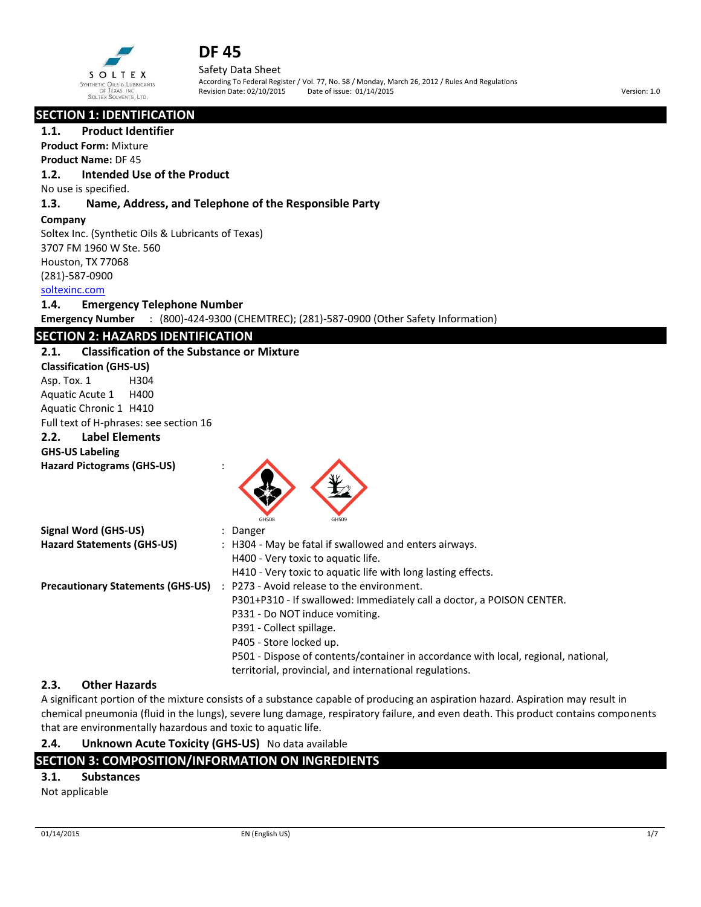# DF 45

Safety Data Sheet

According To Federal Register / Vol. 77, No. 58 / Monday, March 26, 2012 / Rules And Regulations

Revision Date: 02/10/2015 Date of issue: 01/14/2015 Version: 1.0

## SECTION 1: IDENTIFICATION

### 1.1. Product Identifier

**Product Form:** Mixture

**Product Name:** DF 45

### 1.2. Intended Use of the Product

No use is specified.

### 1.3. Name, Address, and Telephone of the Responsible Party

**Company**

Soltex Inc. (Synthetic Oils & Lubricants of Texas)
3707 FM 1960 W Ste. 560
Houston, TX 77068
(281)-587-0900
soltexinc.com

### 1.4. Emergency Telephone Number

**Emergency Number** : (800)-424-9300 (CHEMTREC); (281)-587-0900 (Other Safety Information)

## SECTION 2: HAZARDS IDENTIFICATION

### 2.1. Classification of the Substance or Mixture

**Classification (GHS-US)**

Asp. Tox. 1 H304
Aquatic Acute 1 H400
Aquatic Chronic 1 H410

Full text of H-phrases: see section 16

### 2.2. Label Elements

**GHS-US Labeling**

**Hazard Pictograms (GHS-US)** :

GHS08 GHS09

**Signal Word (GHS-US)** : Danger

**Hazard Statements (GHS-US)** : H304 - May be fatal if swallowed and enters airways.
H400 - Very toxic to aquatic life.
H410 - Very toxic to aquatic life with long lasting effects.

**Precautionary Statements (GHS-US)** : P273 - Avoid release to the environment.
P301+P310 - If swallowed: Immediately call a doctor, a POISON CENTER.
P331 - Do NOT induce vomiting.
P391 - Collect spillage.
P405 - Store locked up.
P501 - Dispose of contents/container in accordance with local, regional, national, territorial, provincial, and international regulations.

### 2.3. Other Hazards

A significant portion of the mixture consists of a substance capable of producing an aspiration hazard. Aspiration may result in chemical pneumonia (fluid in the lungs), severe lung damage, respiratory failure, and even death. This product contains components that are environmentally hazardous and toxic to aquatic life.

### 2.4. Unknown Acute Toxicity (GHS-US) No data available

## SECTION 3: COMPOSITION/INFORMATION ON INGREDIENTS

### 3.1. Substances

Not applicable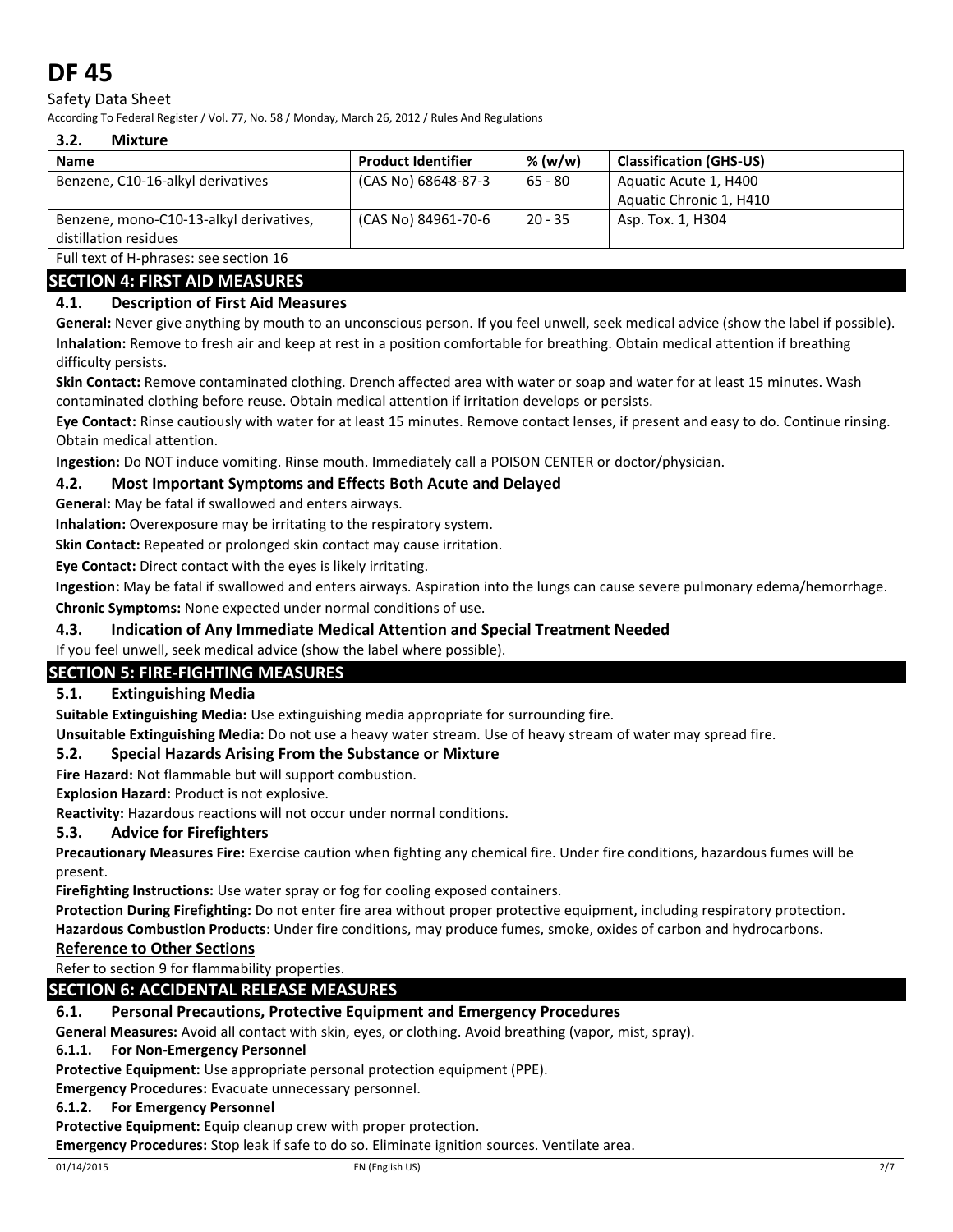### 3.2. Mixture

| Name | Product Identifier | % (w/w) | Classification (GHS-US) |
|---|---|---|---|
| Benzene, C10-16-alkyl derivatives | (CAS No) 68648-87-3 | 65 - 80 | Aquatic Acute 1, H400<br>Aquatic Chronic 1, H410 |
| Benzene, mono-C10-13-alkyl derivatives, distillation residues | (CAS No) 84961-70-6 | 20 - 35 | Asp. Tox. 1, H304 |

Full text of H-phrases: see section 16

## SECTION 4: FIRST AID MEASURES

### 4.1. Description of First Aid Measures

**General:** Never give anything by mouth to an unconscious person. If you feel unwell, seek medical advice (show the label if possible).

**Inhalation:** Remove to fresh air and keep at rest in a position comfortable for breathing. Obtain medical attention if breathing difficulty persists.

**Skin Contact:** Remove contaminated clothing. Drench affected area with water or soap and water for at least 15 minutes. Wash contaminated clothing before reuse. Obtain medical attention if irritation develops or persists.

**Eye Contact:** Rinse cautiously with water for at least 15 minutes. Remove contact lenses, if present and easy to do. Continue rinsing. Obtain medical attention.

**Ingestion:** Do NOT induce vomiting. Rinse mouth. Immediately call a POISON CENTER or doctor/physician.

### 4.2. Most Important Symptoms and Effects Both Acute and Delayed

**General:** May be fatal if swallowed and enters airways.

**Inhalation:** Overexposure may be irritating to the respiratory system.

**Skin Contact:** Repeated or prolonged skin contact may cause irritation.

**Eye Contact:** Direct contact with the eyes is likely irritating.

**Ingestion:** May be fatal if swallowed and enters airways. Aspiration into the lungs can cause severe pulmonary edema/hemorrhage.

**Chronic Symptoms:** None expected under normal conditions of use.

### 4.3. Indication of Any Immediate Medical Attention and Special Treatment Needed

If you feel unwell, seek medical advice (show the label where possible).

## SECTION 5: FIRE-FIGHTING MEASURES

### 5.1. Extinguishing Media

**Suitable Extinguishing Media:** Use extinguishing media appropriate for surrounding fire.

**Unsuitable Extinguishing Media:** Do not use a heavy water stream. Use of heavy stream of water may spread fire.

### 5.2. Special Hazards Arising From the Substance or Mixture

**Fire Hazard:** Not flammable but will support combustion.

**Explosion Hazard:** Product is not explosive.

**Reactivity:** Hazardous reactions will not occur under normal conditions.

### 5.3. Advice for Firefighters

**Precautionary Measures Fire:** Exercise caution when fighting any chemical fire. Under fire conditions, hazardous fumes will be present.

**Firefighting Instructions:** Use water spray or fog for cooling exposed containers.

**Protection During Firefighting:** Do not enter fire area without proper protective equipment, including respiratory protection.

**Hazardous Combustion Products**: Under fire conditions, may produce fumes, smoke, oxides of carbon and hydrocarbons.

**Reference to Other Sections**

Refer to section 9 for flammability properties.

## SECTION 6: ACCIDENTAL RELEASE MEASURES

### 6.1. Personal Precautions, Protective Equipment and Emergency Procedures

**General Measures:** Avoid all contact with skin, eyes, or clothing. Avoid breathing (vapor, mist, spray).

#### 6.1.1. For Non-Emergency Personnel

**Protective Equipment:** Use appropriate personal protection equipment (PPE).

**Emergency Procedures:** Evacuate unnecessary personnel.

#### 6.1.2. For Emergency Personnel

**Protective Equipment:** Equip cleanup crew with proper protection.

**Emergency Procedures:** Stop leak if safe to do so. Eliminate ignition sources. Ventilate area.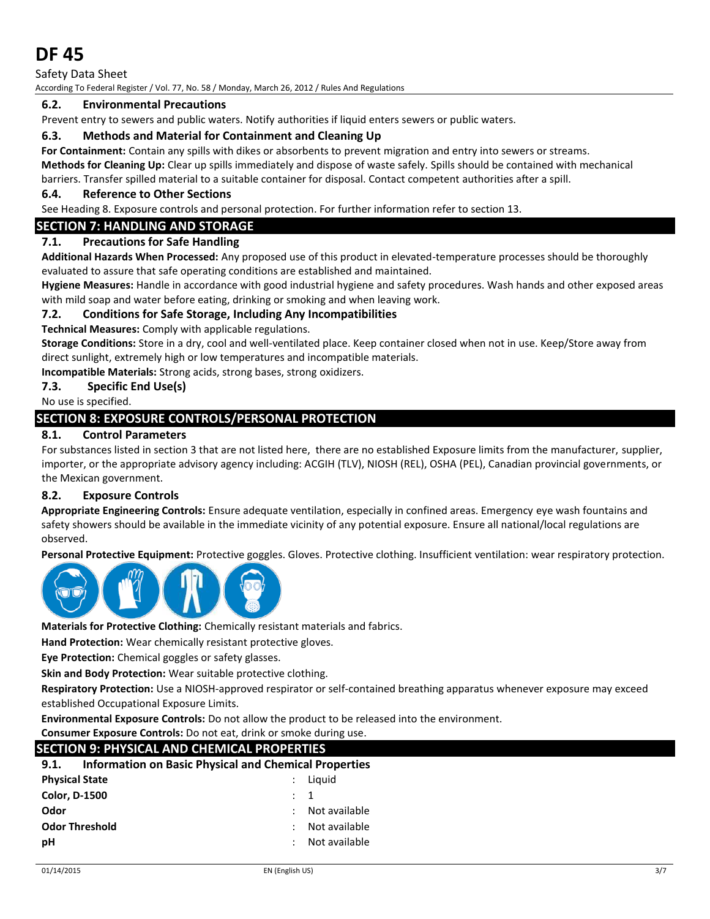### 6.2. Environmental Precautions

Prevent entry to sewers and public waters. Notify authorities if liquid enters sewers or public waters.

### 6.3. Methods and Material for Containment and Cleaning Up

**For Containment:** Contain any spills with dikes or absorbents to prevent migration and entry into sewers or streams.

**Methods for Cleaning Up:** Clear up spills immediately and dispose of waste safely. Spills should be contained with mechanical barriers. Transfer spilled material to a suitable container for disposal. Contact competent authorities after a spill.

### 6.4. Reference to Other Sections

See Heading 8. Exposure controls and personal protection. For further information refer to section 13.

## SECTION 7: HANDLING AND STORAGE

### 7.1. Precautions for Safe Handling

**Additional Hazards When Processed:** Any proposed use of this product in elevated-temperature processes should be thoroughly evaluated to assure that safe operating conditions are established and maintained.

**Hygiene Measures:** Handle in accordance with good industrial hygiene and safety procedures. Wash hands and other exposed areas with mild soap and water before eating, drinking or smoking and when leaving work.

### 7.2. Conditions for Safe Storage, Including Any Incompatibilities

**Technical Measures:** Comply with applicable regulations.

**Storage Conditions:** Store in a dry, cool and well-ventilated place. Keep container closed when not in use. Keep/Store away from direct sunlight, extremely high or low temperatures and incompatible materials.

**Incompatible Materials:** Strong acids, strong bases, strong oxidizers.

### 7.3. Specific End Use(s)

No use is specified.

## SECTION 8: EXPOSURE CONTROLS/PERSONAL PROTECTION

### 8.1. Control Parameters

For substances listed in section 3 that are not listed here, there are no established Exposure limits from the manufacturer, supplier, importer, or the appropriate advisory agency including: ACGIH (TLV), NIOSH (REL), OSHA (PEL), Canadian provincial governments, or the Mexican government.

### 8.2. Exposure Controls

**Appropriate Engineering Controls:** Ensure adequate ventilation, especially in confined areas. Emergency eye wash fountains and safety showers should be available in the immediate vicinity of any potential exposure. Ensure all national/local regulations are observed.

**Personal Protective Equipment:** Protective goggles. Gloves. Protective clothing. Insufficient ventilation: wear respiratory protection.

**Materials for Protective Clothing:** Chemically resistant materials and fabrics.

**Hand Protection:** Wear chemically resistant protective gloves.

**Eye Protection:** Chemical goggles or safety glasses.

**Skin and Body Protection:** Wear suitable protective clothing.

**Respiratory Protection:** Use a NIOSH-approved respirator or self-contained breathing apparatus whenever exposure may exceed established Occupational Exposure Limits.

**Environmental Exposure Controls:** Do not allow the product to be released into the environment.

**Consumer Exposure Controls:** Do not eat, drink or smoke during use.

## SECTION 9: PHYSICAL AND CHEMICAL PROPERTIES

### 9.1. Information on Basic Physical and Chemical Properties

| | | |
|---|---|---|
| **Physical State** | : | Liquid |
| **Color, D-1500** | : | 1 |
| **Odor** | : | Not available |
| **Odor Threshold** | : | Not available |
| **pH** | : | Not available |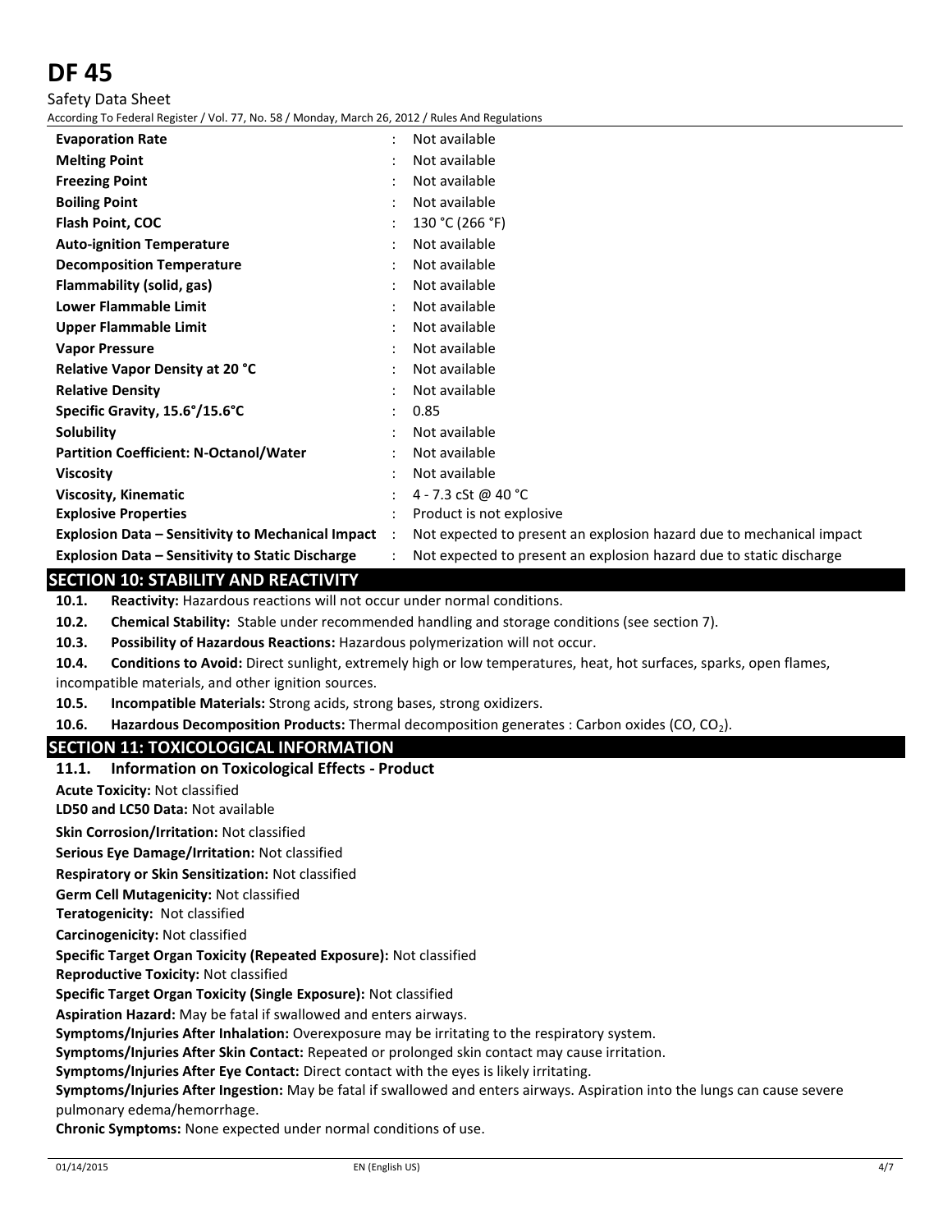| | | |
|---|---|---|
| **Evaporation Rate** | : | Not available |
| **Melting Point** | : | Not available |
| **Freezing Point** | : | Not available |
| **Boiling Point** | : | Not available |
| **Flash Point, COC** | : | 130 °C (266 °F) |
| **Auto-ignition Temperature** | : | Not available |
| **Decomposition Temperature** | : | Not available |
| **Flammability (solid, gas)** | : | Not available |
| **Lower Flammable Limit** | : | Not available |
| **Upper Flammable Limit** | : | Not available |
| **Vapor Pressure** | : | Not available |
| **Relative Vapor Density at 20 °C** | : | Not available |
| **Relative Density** | : | Not available |
| **Specific Gravity, 15.6°/15.6°C** | : | 0.85 |
| **Solubility** | : | Not available |
| **Partition Coefficient: N-Octanol/Water** | : | Not available |
| **Viscosity** | : | Not available |
| **Viscosity, Kinematic** | : | 4 - 7.3 cSt @ 40 °C |
| **Explosive Properties** | : | Product is not explosive |
| **Explosion Data – Sensitivity to Mechanical Impact** | : | Not expected to present an explosion hazard due to mechanical impact |
| **Explosion Data – Sensitivity to Static Discharge** | : | Not expected to present an explosion hazard due to static discharge |

## SECTION 10: STABILITY AND REACTIVITY

**10.1. Reactivity:** Hazardous reactions will not occur under normal conditions.

**10.2. Chemical Stability:** Stable under recommended handling and storage conditions (see section 7).

**10.3. Possibility of Hazardous Reactions:** Hazardous polymerization will not occur.

**10.4. Conditions to Avoid:** Direct sunlight, extremely high or low temperatures, heat, hot surfaces, sparks, open flames, incompatible materials, and other ignition sources.

**10.5. Incompatible Materials:** Strong acids, strong bases, strong oxidizers.

**10.6. Hazardous Decomposition Products:** Thermal decomposition generates : Carbon oxides (CO, $CO_2$).

## SECTION 11: TOXICOLOGICAL INFORMATION

### 11.1. Information on Toxicological Effects - Product

**Acute Toxicity:** Not classified

**LD50 and LC50 Data:** Not available

**Skin Corrosion/Irritation:** Not classified

**Serious Eye Damage/Irritation:** Not classified

**Respiratory or Skin Sensitization:** Not classified

**Germ Cell Mutagenicity:** Not classified

**Teratogenicity:** Not classified

**Carcinogenicity:** Not classified

**Specific Target Organ Toxicity (Repeated Exposure):** Not classified

**Reproductive Toxicity:** Not classified

**Specific Target Organ Toxicity (Single Exposure):** Not classified

**Aspiration Hazard:** May be fatal if swallowed and enters airways.

**Symptoms/Injuries After Inhalation:** Overexposure may be irritating to the respiratory system.

**Symptoms/Injuries After Skin Contact:** Repeated or prolonged skin contact may cause irritation.

**Symptoms/Injuries After Eye Contact:** Direct contact with the eyes is likely irritating.

**Symptoms/Injuries After Ingestion:** May be fatal if swallowed and enters airways. Aspiration into the lungs can cause severe pulmonary edema/hemorrhage.

**Chronic Symptoms:** None expected under normal conditions of use.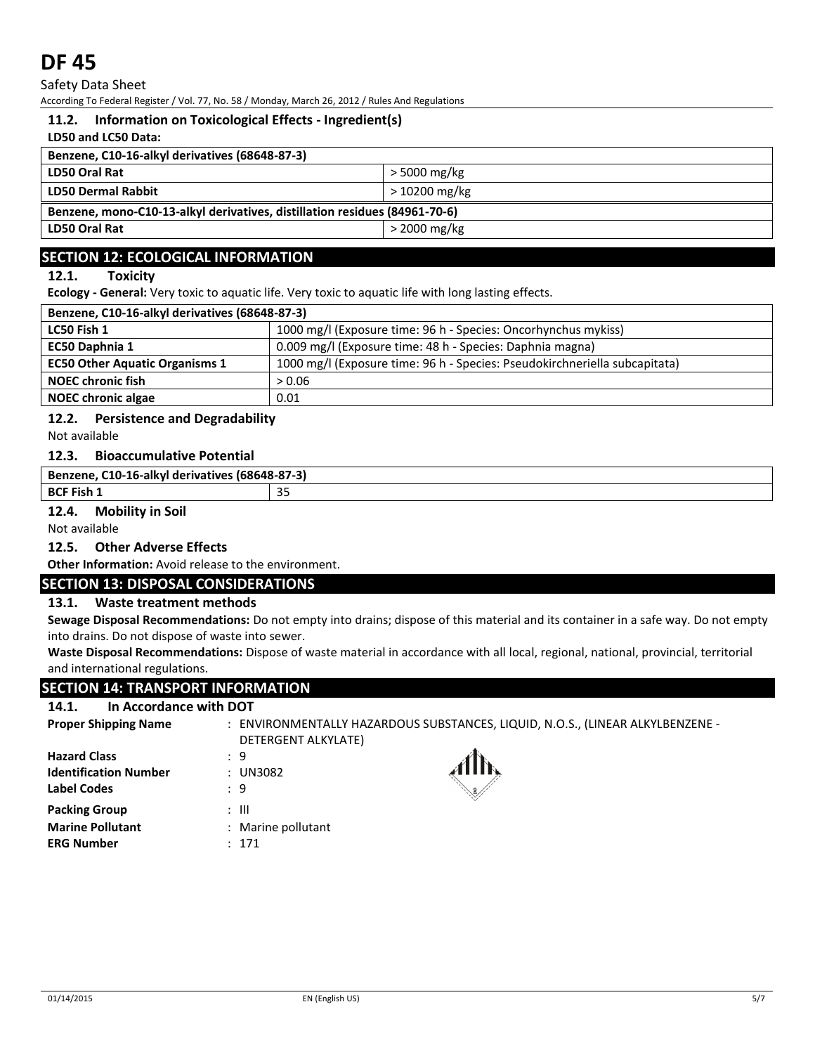#### 11.2. Information on Toxicological Effects - Ingredient(s)

**LD50 and LC50 Data:**

| Benzene, C10-16-alkyl derivatives (68648-87-3) | |
|---|---|
| **LD50 Oral Rat** | > 5000 mg/kg |
| **LD50 Dermal Rabbit** | > 10200 mg/kg |
| **Benzene, mono-C10-13-alkyl derivatives, distillation residues (84961-70-6)** | |
| **LD50 Oral Rat** | > 2000 mg/kg |

## SECTION 12: ECOLOGICAL INFORMATION

#### 12.1. Toxicity

**Ecology - General:** Very toxic to aquatic life. Very toxic to aquatic life with long lasting effects.

| Benzene, C10-16-alkyl derivatives (68648-87-3) | |
|---|---|
| **LC50 Fish 1** | 1000 mg/l (Exposure time: 96 h - Species: Oncorhynchus mykiss) |
| **EC50 Daphnia 1** | 0.009 mg/l (Exposure time: 48 h - Species: Daphnia magna) |
| **EC50 Other Aquatic Organisms 1** | 1000 mg/l (Exposure time: 96 h - Species: Pseudokirchneriella subcapitata) |
| **NOEC chronic fish** | > 0.06 |
| **NOEC chronic algae** | 0.01 |

#### 12.2. Persistence and Degradability

Not available

#### 12.3. Bioaccumulative Potential

| Benzene, C10-16-alkyl derivatives (68648-87-3) | |
|---|---|
| **BCF Fish 1** | 35 |

#### 12.4. Mobility in Soil

Not available

#### 12.5. Other Adverse Effects

**Other Information:** Avoid release to the environment.

## SECTION 13: DISPOSAL CONSIDERATIONS

#### 13.1. Waste treatment methods

**Sewage Disposal Recommendations:** Do not empty into drains; dispose of this material and its container in a safe way. Do not empty into drains. Do not dispose of waste into sewer.

**Waste Disposal Recommendations:** Dispose of waste material in accordance with all local, regional, national, provincial, territorial and international regulations.

## SECTION 14: TRANSPORT INFORMATION

#### 14.1. In Accordance with DOT

**Proper Shipping Name** : ENVIRONMENTALLY HAZARDOUS SUBSTANCES, LIQUID, N.O.S., (LINEAR ALKYLBENZENE - DETERGENT ALKYLATE)

**Hazard Class** : 9

**Identification Number** : UN3082

**Label Codes** : 9

**Packing Group** : III

**Marine Pollutant** : Marine pollutant

**ERG Number** : 171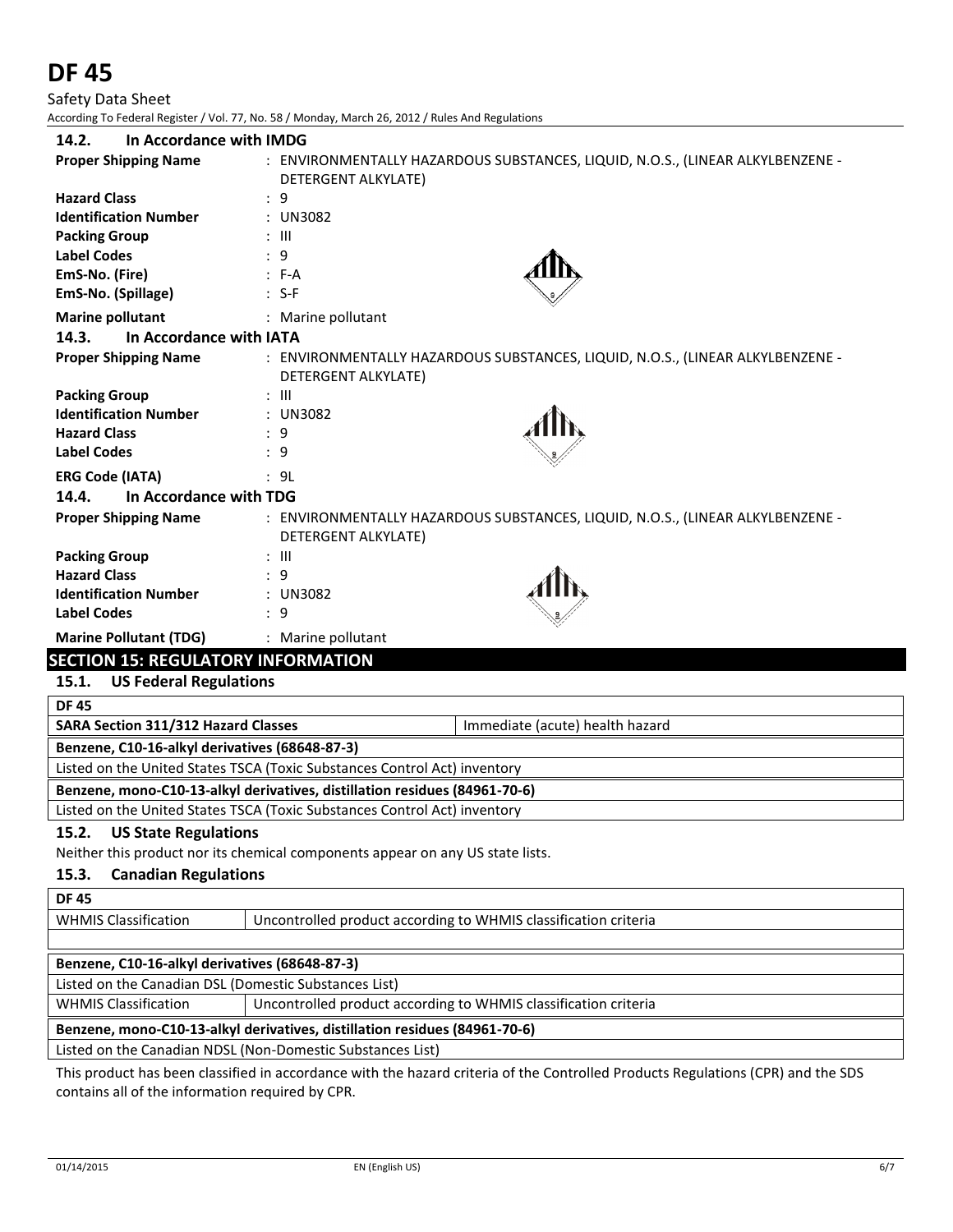### 14.2. In Accordance with IMDG

| | |
|---|---|
| **Proper Shipping Name** | : ENVIRONMENTALLY HAZARDOUS SUBSTANCES, LIQUID, N.O.S., (LINEAR ALKYLBENZENE - DETERGENT ALKYLATE) |
| **Hazard Class** | : 9 |
| **Identification Number** | : UN3082 |
| **Packing Group** | : III |
| **Label Codes** | : 9 |
| **EmS-No. (Fire)** | : F-A |
| **EmS-No. (Spillage)** | : S-F |
| **Marine pollutant** | : Marine pollutant |

### 14.3. In Accordance with IATA

| | |
|---|---|
| **Proper Shipping Name** | : ENVIRONMENTALLY HAZARDOUS SUBSTANCES, LIQUID, N.O.S., (LINEAR ALKYLBENZENE - DETERGENT ALKYLATE) |
| **Packing Group** | : III |
| **Identification Number** | : UN3082 |
| **Hazard Class** | : 9 |
| **Label Codes** | : 9 |
| **ERG Code (IATA)** | : 9L |

### 14.4. In Accordance with TDG

| | |
|---|---|
| **Proper Shipping Name** | : ENVIRONMENTALLY HAZARDOUS SUBSTANCES, LIQUID, N.O.S., (LINEAR ALKYLBENZENE - DETERGENT ALKYLATE) |
| **Packing Group** | : III |
| **Hazard Class** | : 9 |
| **Identification Number** | : UN3082 |
| **Label Codes** | : 9 |
| **Marine Pollutant (TDG)** | : Marine pollutant |

## SECTION 15: REGULATORY INFORMATION

### 15.1. US Federal Regulations

| **DF 45** | |
|---|---|
| **SARA Section 311/312 Hazard Classes** | Immediate (acute) health hazard |

| **Benzene, C10-16-alkyl derivatives (68648-87-3)** |
|---|
| Listed on the United States TSCA (Toxic Substances Control Act) inventory |

| **Benzene, mono-C10-13-alkyl derivatives, distillation residues (84961-70-6)** |
|---|
| Listed on the United States TSCA (Toxic Substances Control Act) inventory |

### 15.2. US State Regulations

Neither this product nor its chemical components appear on any US state lists.

### 15.3. Canadian Regulations

| **DF 45** | |
|---|---|
| WHMIS Classification | Uncontrolled product according to WHMIS classification criteria |

| **Benzene, C10-16-alkyl derivatives (68648-87-3)** | |
|---|---|
| Listed on the Canadian DSL (Domestic Substances List) | |
| WHMIS Classification | Uncontrolled product according to WHMIS classification criteria |

| **Benzene, mono-C10-13-alkyl derivatives, distillation residues (84961-70-6)** |
|---|
| Listed on the Canadian NDSL (Non-Domestic Substances List) |

This product has been classified in accordance with the hazard criteria of the Controlled Products Regulations (CPR) and the SDS contains all of the information required by CPR.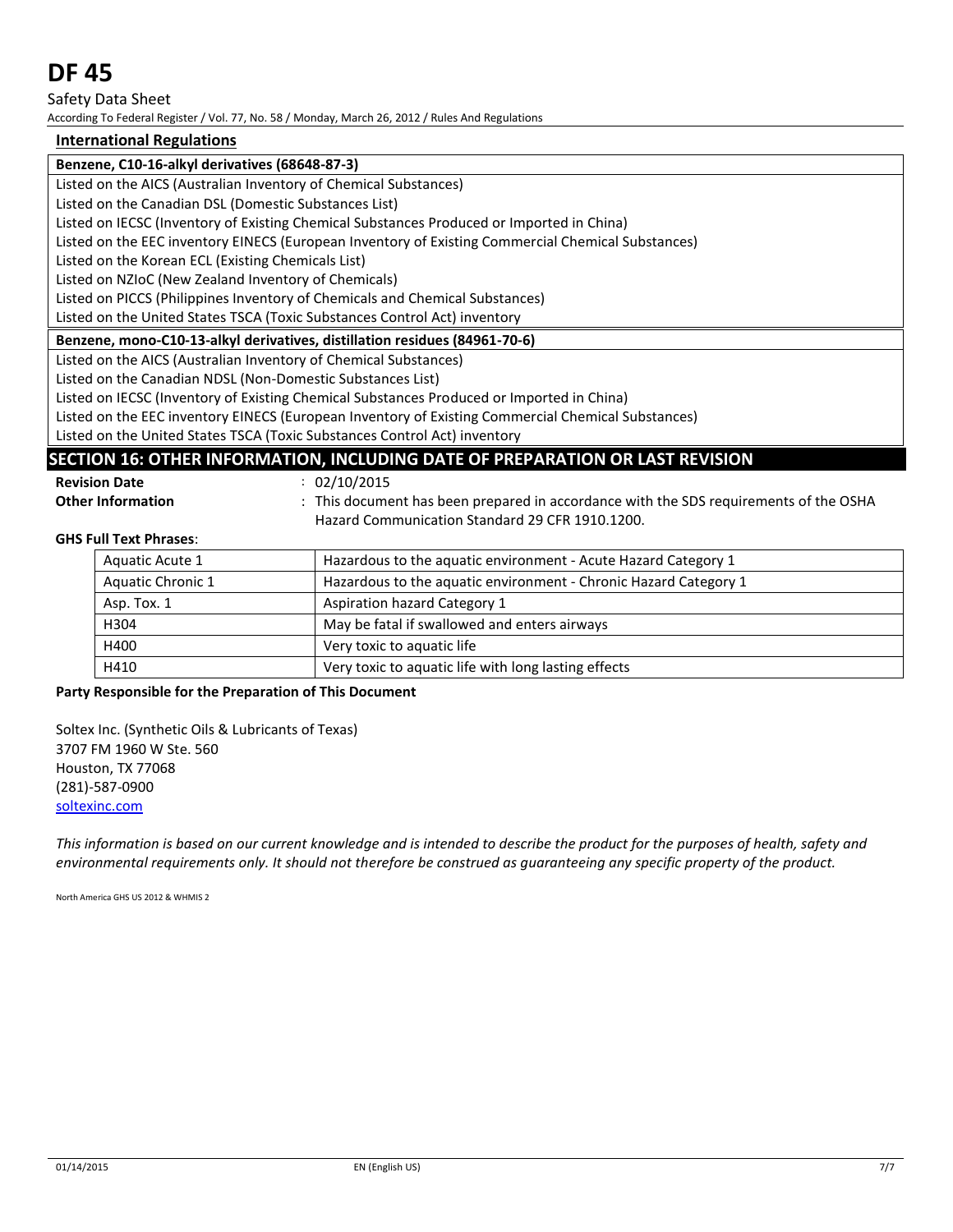### International Regulations

| Benzene, C10-16-alkyl derivatives (68648-87-3) |
|---|
| Listed on the AICS (Australian Inventory of Chemical Substances) |
| Listed on the Canadian DSL (Domestic Substances List) |
| Listed on IECSC (Inventory of Existing Chemical Substances Produced or Imported in China) |
| Listed on the EEC inventory EINECS (European Inventory of Existing Commercial Chemical Substances) |
| Listed on the Korean ECL (Existing Chemicals List) |
| Listed on NZIoC (New Zealand Inventory of Chemicals) |
| Listed on PICCS (Philippines Inventory of Chemicals and Chemical Substances) |
| Listed on the United States TSCA (Toxic Substances Control Act) inventory |

| Benzene, mono-C10-13-alkyl derivatives, distillation residues (84961-70-6) |
|---|
| Listed on the AICS (Australian Inventory of Chemical Substances) |
| Listed on the Canadian NDSL (Non-Domestic Substances List) |
| Listed on IECSC (Inventory of Existing Chemical Substances Produced or Imported in China) |
| Listed on the EEC inventory EINECS (European Inventory of Existing Commercial Chemical Substances) |
| Listed on the United States TSCA (Toxic Substances Control Act) inventory |

## SECTION 16: OTHER INFORMATION, INCLUDING DATE OF PREPARATION OR LAST REVISION

**Revision Date** : 02/10/2015

**Other Information** : This document has been prepared in accordance with the SDS requirements of the OSHA Hazard Communication Standard 29 CFR 1910.1200.

**GHS Full Text Phrases**:

| | |
|---|---|
| Aquatic Acute 1 | Hazardous to the aquatic environment - Acute Hazard Category 1 |
| Aquatic Chronic 1 | Hazardous to the aquatic environment - Chronic Hazard Category 1 |
| Asp. Tox. 1 | Aspiration hazard Category 1 |
| H304 | May be fatal if swallowed and enters airways |
| H400 | Very toxic to aquatic life |
| H410 | Very toxic to aquatic life with long lasting effects |

**Party Responsible for the Preparation of This Document**

Soltex Inc. (Synthetic Oils & Lubricants of Texas)
3707 FM 1960 W Ste. 560
Houston, TX 77068
(281)-587-0900
soltexinc.com

*This information is based on our current knowledge and is intended to describe the product for the purposes of health, safety and environmental requirements only. It should not therefore be construed as guaranteeing any specific property of the product.*

North America GHS US 2012 & WHMIS 2